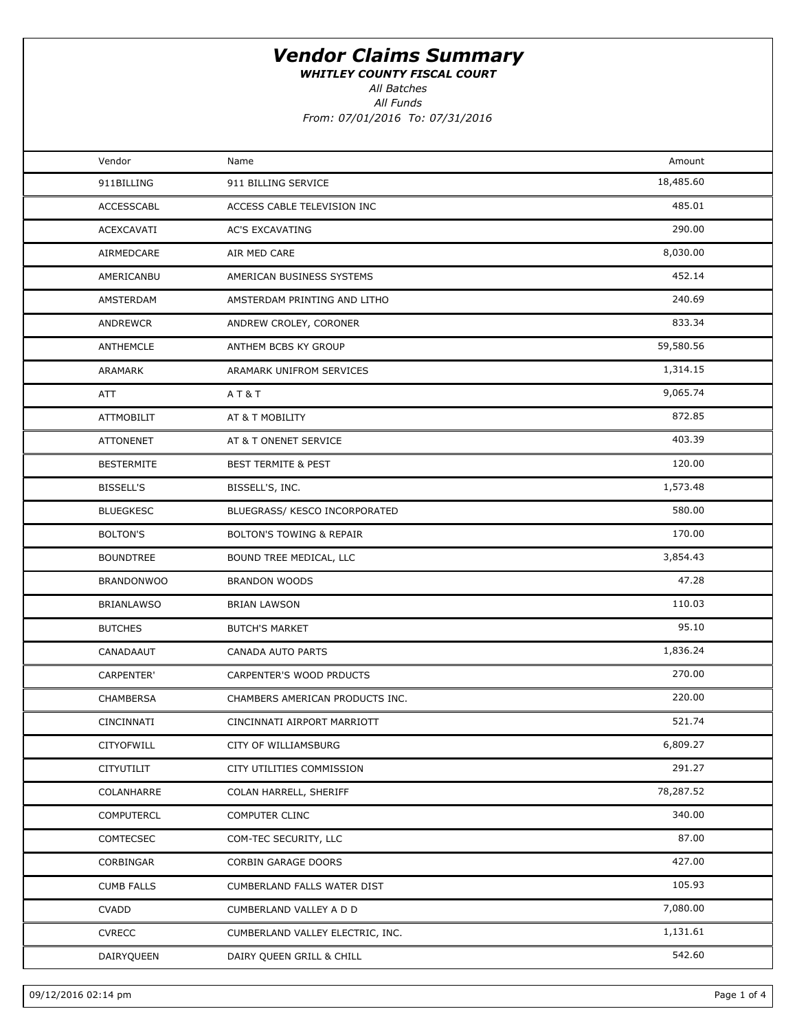# *Vendor Claims Summary*

***WHITLEY COUNTY FISCAL COURT***

*All Batches*

*All Funds*

*From: 07/01/2016 To: 07/31/2016*

| Vendor | Name | Amount |
|---|---|---|
| 911BILLING | 911 BILLING SERVICE | 18,485.60 |
| ACCESSCABL | ACCESS CABLE TELEVISION INC | 485.01 |
| ACEXCAVATI | AC'S EXCAVATING | 290.00 |
| AIRMEDCARE | AIR MED CARE | 8,030.00 |
| AMERICANBU | AMERICAN BUSINESS SYSTEMS | 452.14 |
| AMSTERDAM | AMSTERDAM PRINTING AND LITHO | 240.69 |
| ANDREWCR | ANDREW CROLEY, CORONER | 833.34 |
| ANTHEMCLE | ANTHEM BCBS KY GROUP | 59,580.56 |
| ARAMARK | ARAMARK UNIFROM SERVICES | 1,314.15 |
| ATT | A T & T | 9,065.74 |
| ATTMOBILIT | AT & T MOBILITY | 872.85 |
| ATTONENET | AT & T ONENET SERVICE | 403.39 |
| BESTERMITE | BEST TERMITE & PEST | 120.00 |
| BISSELL'S | BISSELL'S, INC. | 1,573.48 |
| BLUEGKESC | BLUEGRASS/ KESCO INCORPORATED | 580.00 |
| BOLTON'S | BOLTON'S TOWING & REPAIR | 170.00 |
| BOUNDTREE | BOUND TREE MEDICAL, LLC | 3,854.43 |
| BRANDONWOO | BRANDON WOODS | 47.28 |
| BRIANLAWSO | BRIAN LAWSON | 110.03 |
| BUTCHES | BUTCH'S MARKET | 95.10 |
| CANADAAUT | CANADA AUTO PARTS | 1,836.24 |
| CARPENTER' | CARPENTER'S WOOD PRDUCTS | 270.00 |
| CHAMBERSA | CHAMBERS AMERICAN PRODUCTS INC. | 220.00 |
| CINCINNATI | CINCINNATI AIRPORT MARRIOTT | 521.74 |
| CITYOFWILL | CITY OF WILLIAMSBURG | 6,809.27 |
| CITYUTILIT | CITY UTILITIES COMMISSION | 291.27 |
| COLANHARRE | COLAN HARRELL, SHERIFF | 78,287.52 |
| COMPUTERCL | COMPUTER CLINC | 340.00 |
| COMTECSEC | COM-TEC SECURITY, LLC | 87.00 |
| CORBINGAR | CORBIN GARAGE DOORS | 427.00 |
| CUMB FALLS | CUMBERLAND FALLS WATER DIST | 105.93 |
| CVADD | CUMBERLAND VALLEY A D D | 7,080.00 |
| CVRECC | CUMBERLAND VALLEY ELECTRIC, INC. | 1,131.61 |
| DAIRYQUEEN | DAIRY QUEEN GRILL & CHILL | 542.60 |

09/12/2016 02:14 pm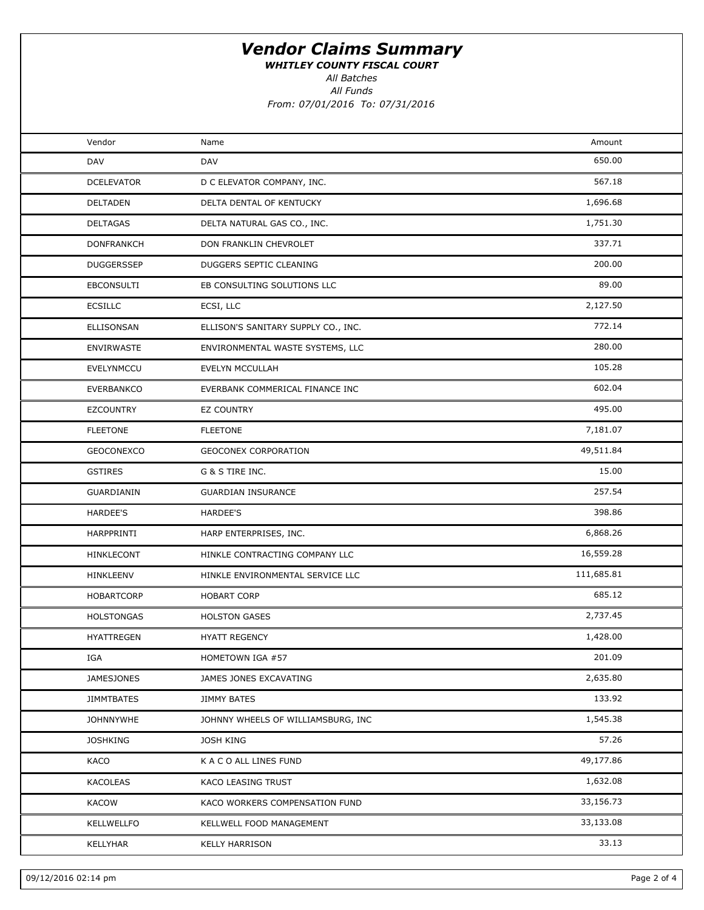# Vendor Claims Summary

***WHITLEY COUNTY FISCAL COURT***

*All Batches*

*All Funds*

*From: 07/01/2016 To: 07/31/2016*

| Vendor | Name | Amount |
|---|---|---|
| DAV | DAV | 650.00 |
| DCELEVATOR | D C ELEVATOR COMPANY, INC. | 567.18 |
| DELTADEN | DELTA DENTAL OF KENTUCKY | 1,696.68 |
| DELTAGAS | DELTA NATURAL GAS CO., INC. | 1,751.30 |
| DONFRANKCH | DON FRANKLIN CHEVROLET | 337.71 |
| DUGGERSSEP | DUGGERS SEPTIC CLEANING | 200.00 |
| EBCONSULTI | EB CONSULTING SOLUTIONS LLC | 89.00 |
| ECSILLC | ECSI, LLC | 2,127.50 |
| ELLISONSAN | ELLISON'S SANITARY SUPPLY CO., INC. | 772.14 |
| ENVIRWASTE | ENVIRONMENTAL WASTE SYSTEMS, LLC | 280.00 |
| EVELYNMCCU | EVELYN MCCULLAH | 105.28 |
| EVERBANKCO | EVERBANK COMMERICAL FINANCE INC | 602.04 |
| EZCOUNTRY | EZ COUNTRY | 495.00 |
| FLEETONE | FLEETONE | 7,181.07 |
| GEOCONEXCO | GEOCONEX CORPORATION | 49,511.84 |
| GSTIRES | G & S TIRE INC. | 15.00 |
| GUARDIANIN | GUARDIAN INSURANCE | 257.54 |
| HARDEE'S | HARDEE'S | 398.86 |
| HARPPRINTI | HARP ENTERPRISES, INC. | 6,868.26 |
| HINKLECONT | HINKLE CONTRACTING COMPANY LLC | 16,559.28 |
| HINKLEENV | HINKLE ENVIRONMENTAL SERVICE LLC | 111,685.81 |
| HOBARTCORP | HOBART CORP | 685.12 |
| HOLSTONGAS | HOLSTON GASES | 2,737.45 |
| HYATTREGEN | HYATT REGENCY | 1,428.00 |
| IGA | HOMETOWN IGA #57 | 201.09 |
| JAMESJONES | JAMES JONES EXCAVATING | 2,635.80 |
| JIMMTBATES | JIMMY BATES | 133.92 |
| JOHNNYWHE | JOHNNY WHEELS OF WILLIAMSBURG, INC | 1,545.38 |
| JOSHKING | JOSH KING | 57.26 |
| KACO | K A C O ALL LINES FUND | 49,177.86 |
| KACOLEAS | KACO LEASING TRUST | 1,632.08 |
| KACOW | KACO WORKERS COMPENSATION FUND | 33,156.73 |
| KELLWELLFO | KELLWELL FOOD MANAGEMENT | 33,133.08 |
| KELLYHAR | KELLY HARRISON | 33.13 |

09/12/2016 02:14 pm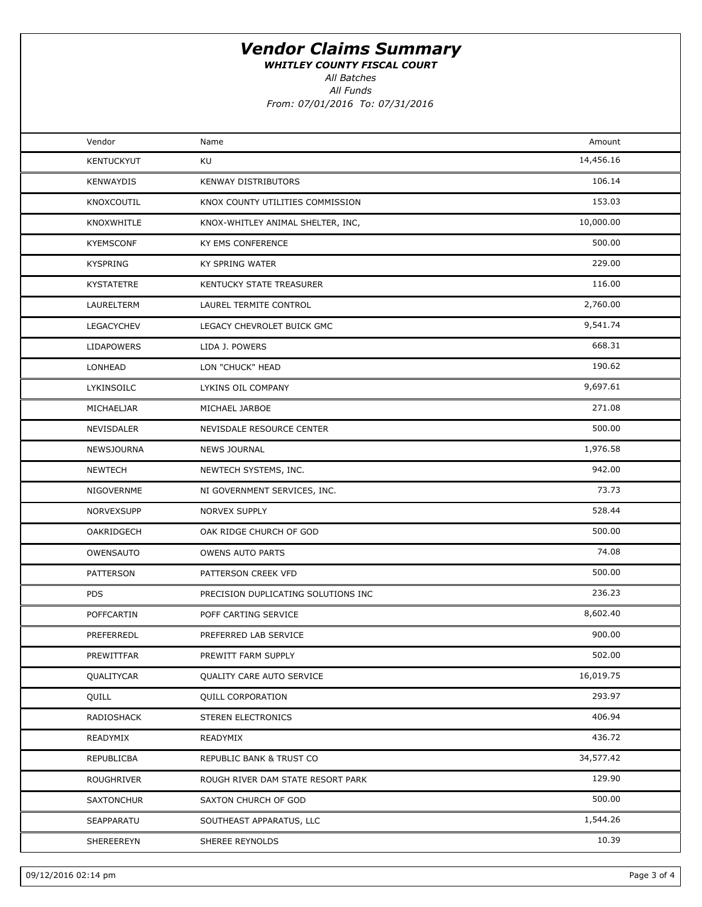# Vendor Claims Summary

***WHITLEY COUNTY FISCAL COURT***

*All Batches*

*All Funds*

*From: 07/01/2016 To: 07/31/2016*

| Vendor | Name | Amount |
|---|---|---|
| KENTUCKYUT | KU | 14,456.16 |
| KENWAYDIS | KENWAY DISTRIBUTORS | 106.14 |
| KNOXCOUTIL | KNOX COUNTY UTILITIES COMMISSION | 153.03 |
| KNOXWHITLE | KNOX-WHITLEY ANIMAL SHELTER, INC, | 10,000.00 |
| KYEMSCONF | KY EMS CONFERENCE | 500.00 |
| KYSPRING | KY SPRING WATER | 229.00 |
| KYSTATETRE | KENTUCKY STATE TREASURER | 116.00 |
| LAURELTERM | LAUREL TERMITE CONTROL | 2,760.00 |
| LEGACYCHEV | LEGACY CHEVROLET BUICK GMC | 9,541.74 |
| LIDAPOWERS | LIDA J. POWERS | 668.31 |
| LONHEAD | LON "CHUCK" HEAD | 190.62 |
| LYKINSOILC | LYKINS OIL COMPANY | 9,697.61 |
| MICHAELJAR | MICHAEL JARBOE | 271.08 |
| NEVISDALER | NEVISDALE RESOURCE CENTER | 500.00 |
| NEWSJOURNA | NEWS JOURNAL | 1,976.58 |
| NEWTECH | NEWTECH SYSTEMS, INC. | 942.00 |
| NIGOVERNME | NI GOVERNMENT SERVICES, INC. | 73.73 |
| NORVEXSUPP | NORVEX SUPPLY | 528.44 |
| OAKRIDGECH | OAK RIDGE CHURCH OF GOD | 500.00 |
| OWENSAUTO | OWENS AUTO PARTS | 74.08 |
| PATTERSON | PATTERSON CREEK VFD | 500.00 |
| PDS | PRECISION DUPLICATING SOLUTIONS INC | 236.23 |
| POFFCARTIN | POFF CARTING SERVICE | 8,602.40 |
| PREFERREDL | PREFERRED LAB SERVICE | 900.00 |
| PREWITTFAR | PREWITT FARM SUPPLY | 502.00 |
| QUALITYCAR | QUALITY CARE AUTO SERVICE | 16,019.75 |
| QUILL | QUILL CORPORATION | 293.97 |
| RADIOSHACK | STEREN ELECTRONICS | 406.94 |
| READYMIX | READYMIX | 436.72 |
| REPUBLICBA | REPUBLIC BANK & TRUST CO | 34,577.42 |
| ROUGHRIVER | ROUGH RIVER DAM STATE RESORT PARK | 129.90 |
| SAXTONCHUR | SAXTON CHURCH OF GOD | 500.00 |
| SEAPPARATU | SOUTHEAST APPARATUS, LLC | 1,544.26 |
| SHEREEREYN | SHEREE REYNOLDS | 10.39 |

09/12/2016 02:14 pm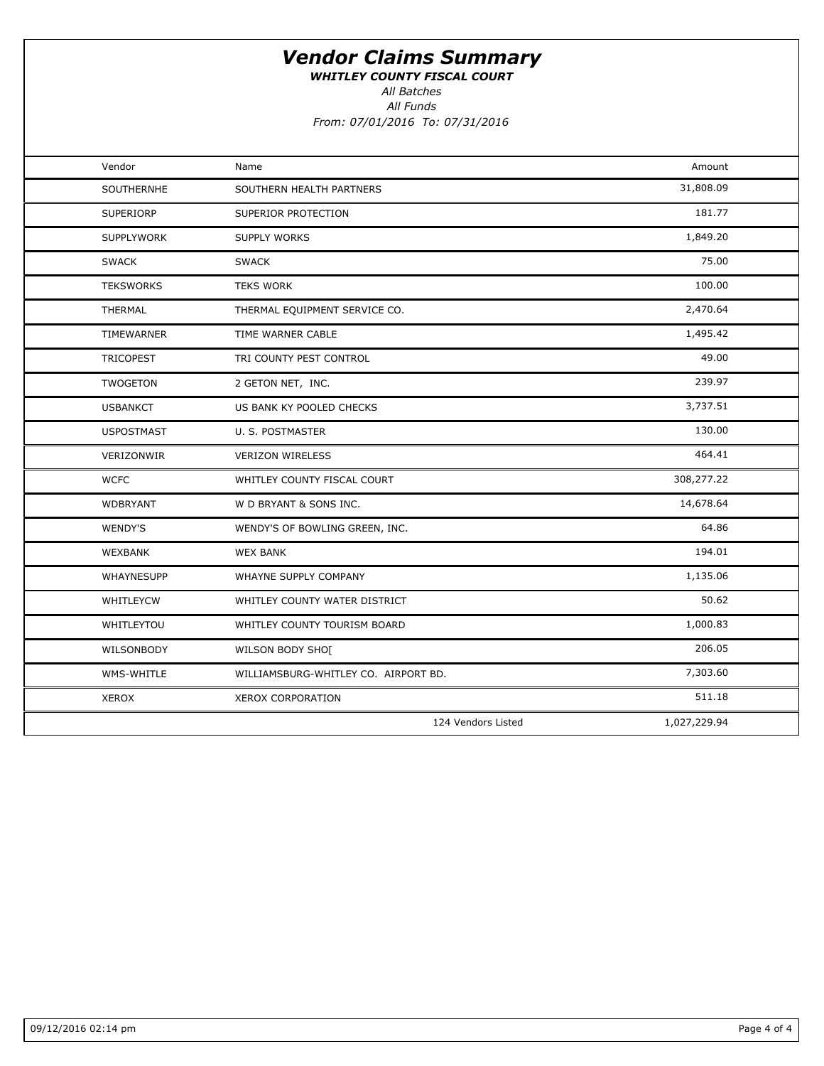# *Vendor Claims Summary*

***WHITLEY COUNTY FISCAL COURT***

*All Batches*

*All Funds*

*From: 07/01/2016 To: 07/31/2016*

| Vendor | Name | Amount |
|---|---|---|
| SOUTHERNHE | SOUTHERN HEALTH PARTNERS | 31,808.09 |
| SUPERIORP | SUPERIOR PROTECTION | 181.77 |
| SUPPLYWORK | SUPPLY WORKS | 1,849.20 |
| SWACK | SWACK | 75.00 |
| TEKSWORKS | TEKS WORK | 100.00 |
| THERMAL | THERMAL EQUIPMENT SERVICE CO. | 2,470.64 |
| TIMEWARNER | TIME WARNER CABLE | 1,495.42 |
| TRICOPEST | TRI COUNTY PEST CONTROL | 49.00 |
| TWOGETON | 2 GETON NET, INC. | 239.97 |
| USBANKCT | US BANK KY POOLED CHECKS | 3,737.51 |
| USPOSTMAST | U. S. POSTMASTER | 130.00 |
| VERIZONWIR | VERIZON WIRELESS | 464.41 |
| WCFC | WHITLEY COUNTY FISCAL COURT | 308,277.22 |
| WDBRYANT | W D BRYANT & SONS INC. | 14,678.64 |
| WENDY'S | WENDY'S OF BOWLING GREEN, INC. | 64.86 |
| WEXBANK | WEX BANK | 194.01 |
| WHAYNESUPP | WHAYNE SUPPLY COMPANY | 1,135.06 |
| WHITLEYCW | WHITLEY COUNTY WATER DISTRICT | 50.62 |
| WHITLEYTOU | WHITLEY COUNTY TOURISM BOARD | 1,000.83 |
| WILSONBODY | WILSON BODY SHO[ | 206.05 |
| WMS-WHITLE | WILLIAMSBURG-WHITLEY CO. AIRPORT BD. | 7,303.60 |
| XEROX | XEROX CORPORATION | 511.18 |
| | 124 Vendors Listed | 1,027,229.94 |

09/12/2016 02:14 pm